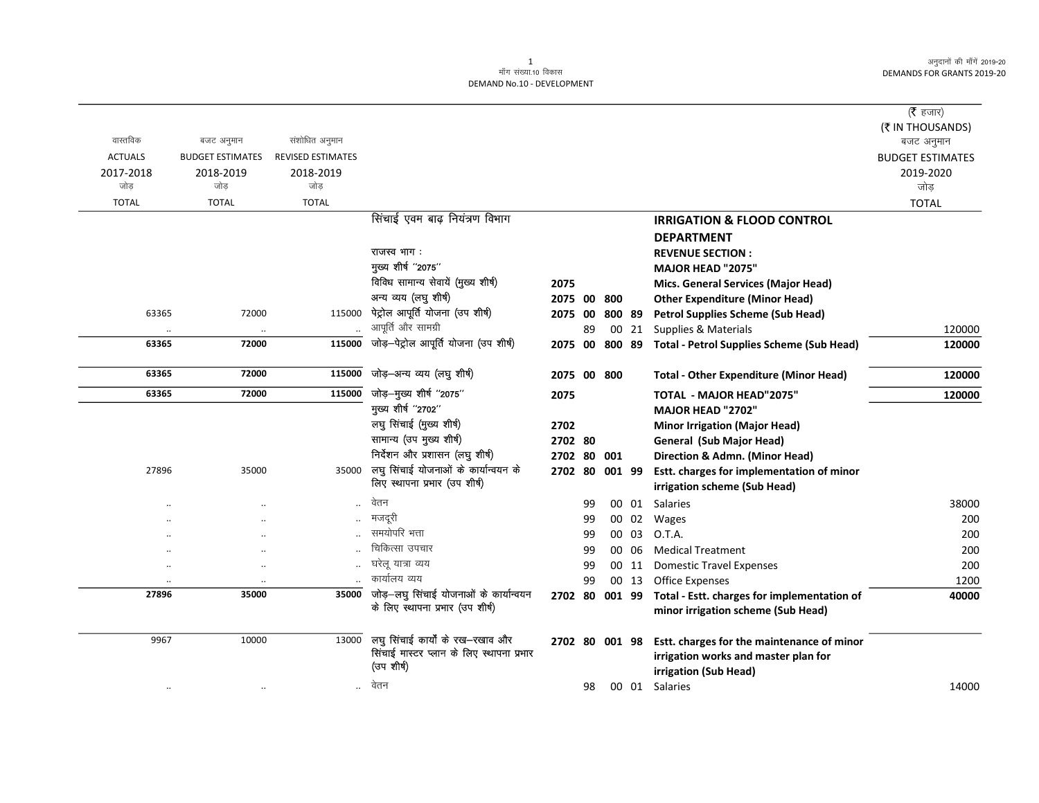मॉंग संख्या.10 विकास
DEMAND No.10 - DEVELOPMENT

अनुदानों की मॉंगें 2019-20
DEMANDS FOR GRANTS 2019-20

(₹ हजार)
(₹ IN THOUSANDS)

| वास्तविक ACTUALS 2017-2018 जोड़ TOTAL | बजट अनुमान BUDGET ESTIMATES 2018-2019 जोड़ TOTAL | संशोधित अनुमान REVISED ESTIMATES 2018-2019 जोड़ TOTAL | | | | | | | बजट अनुमान BUDGET ESTIMATES 2019-2020 जोड़ TOTAL |
|---|---|---|---|---|---|---|---|---|---|
| | | | सिंचाई एवम बाढ़ नियंत्रण विभाग | | | | | **IRRIGATION & FLOOD CONTROL DEPARTMENT** | |
| | | | राजस्व भाग : | | | | | **REVENUE SECTION :** | |
| | | | मुख्य शीर्ष ''2075'' | | | | | **MAJOR HEAD "2075"** | |
| | | | विविध सामान्य सेवायें (मुख्य शीर्ष) | 2075 | | | | **Mics. General Services (Major Head)** | |
| | | | अन्य व्यय (लघु शीर्ष) | 2075 | 00 | 800 | | **Other Expenditure (Minor Head)** | |
| 63365 | 72000 | 115000 | पेट्रोल आपूर्ति योजना (उप शीर्ष) | 2075 | 00 | 800 | 89 | **Petrol Supplies Scheme (Sub Head)** | |
| .. | .. | .. | आपूर्ति और सामग्री | | 89 | 00 | 21 | Supplies & Materials | 120000 |
| **63365** | **72000** | **115000** | जोड़–पेट्रोल आपूर्ति योजना (उप शीर्ष) | 2075 | 00 | 800 | 89 | **Total - Petrol Supplies Scheme (Sub Head)** | **120000** |
| **63365** | **72000** | **115000** | जोड़–अन्य व्यय (लघु शीर्ष) | 2075 | 00 | 800 | | **Total - Other Expenditure (Minor Head)** | **120000** |
| **63365** | **72000** | **115000** | जोड़–मुख्य शीर्ष ''2075'' | 2075 | | | | **TOTAL - MAJOR HEAD"2075"** | **120000** |
| | | | मुख्य शीर्ष ''2702'' | | | | | **MAJOR HEAD "2702"** | |
| | | | लघु सिंचाई (मुख्य शीर्ष) | 2702 | | | | **Minor Irrigation (Major Head)** | |
| | | | सामान्य (उप मुख्य शीर्ष) | 2702 | 80 | | | **General (Sub Major Head)** | |
| | | | निर्देशन और प्रशासन (लघु शीर्ष) | 2702 | 80 | 001 | | **Direction & Admn. (Minor Head)** | |
| 27896 | 35000 | 35000 | लघु सिंचाई योजनाओं के कार्यान्वयन के लिए स्थापना प्रभार (उप शीर्ष) | 2702 | 80 | 001 | 99 | **Estt. charges for implementation of minor irrigation scheme (Sub Head)** | |
| .. | .. | .. | वेतन | | 99 | 00 | 01 | Salaries | 38000 |
| .. | .. | .. | मजदूरी | | 99 | 00 | 02 | Wages | 200 |
| .. | .. | .. | समयोपरि भत्ता | | 99 | 00 | 03 | O.T.A. | 200 |
| .. | .. | .. | चिकित्सा उपचार | | 99 | 00 | 06 | Medical Treatment | 200 |
| .. | .. | .. | घरेलू यात्रा व्यय | | 99 | 00 | 11 | Domestic Travel Expenses | 200 |
| .. | .. | .. | कार्यालय व्यय | | 99 | 00 | 13 | Office Expenses | 1200 |
| **27896** | **35000** | **35000** | जोड़–लघु सिंचाई योजनाओं के कार्यान्वयन के लिए स्थापना प्रभार (उप शीर्ष) | 2702 | 80 | 001 | 99 | **Total - Estt. charges for implementation of minor irrigation scheme (Sub Head)** | **40000** |
| 9967 | 10000 | 13000 | लघु सिंचाई कार्यों के रख–रखाव और सिंचाई मास्टर प्लान के लिए स्थापना प्रभार (उप शीर्ष) | 2702 | 80 | 001 | 98 | **Estt. charges for the maintenance of minor irrigation works and master plan for irrigation (Sub Head)** | |
| .. | .. | .. | वेतन | | 98 | 00 | 01 | Salaries | 14000 |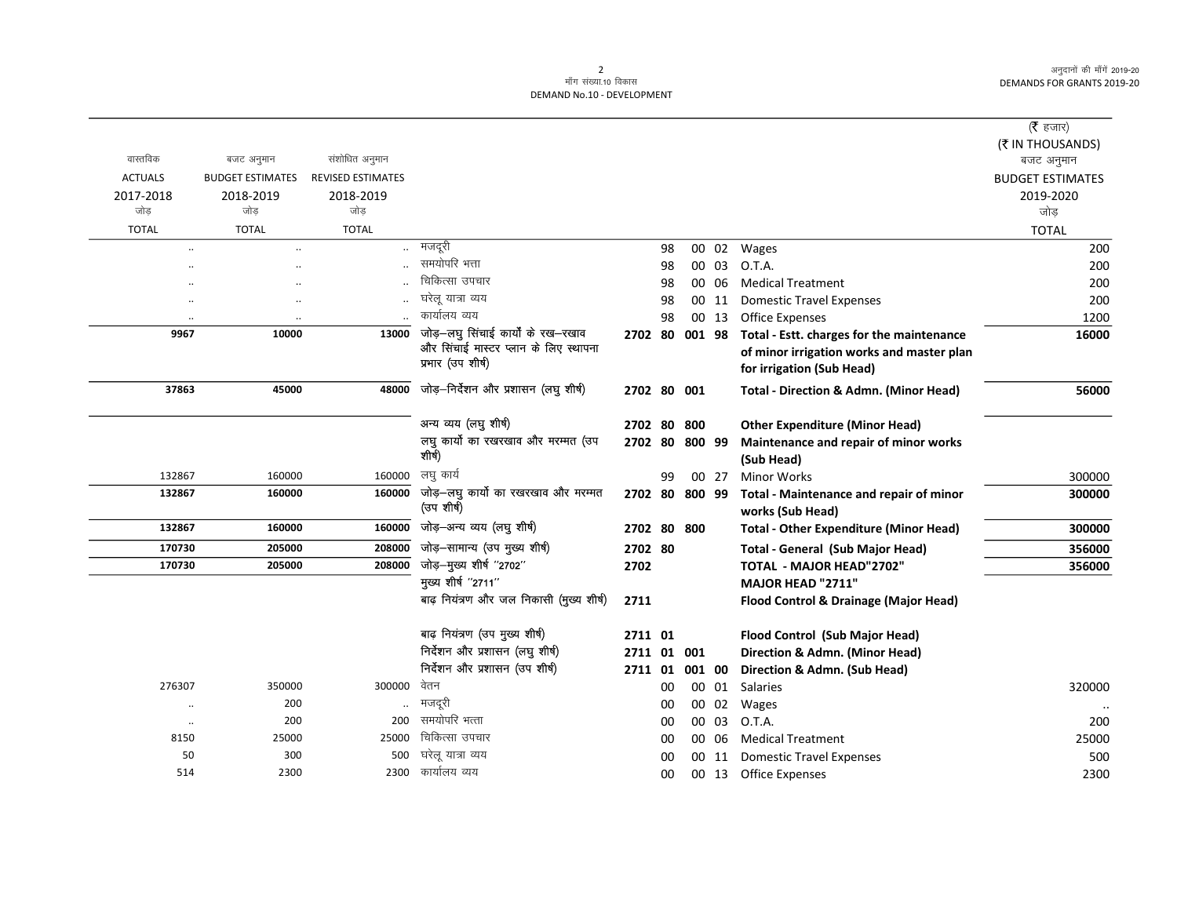माँग संख्या.10 विकास
DEMAND No.10 - DEVELOPMENT

| वास्तविक ACTUALS 2017-2018 जोड़ TOTAL | बजट अनुमान BUDGET ESTIMATES 2018-2019 जोड़ TOTAL | संशोधित अनुमान REVISED ESTIMATES 2018-2019 जोड़ TOTAL | | | | | | | (₹ हजार) (₹ IN THOUSANDS) बजट अनुमान BUDGET ESTIMATES 2019-2020 जोड़ TOTAL |
|---|---|---|---|---|---|---|---|---|---|
| .. | .. | .. | मजदूरी | | 98 | 00 | 02 | Wages | 200 |
| .. | .. | .. | समयोपरि भत्ता | | 98 | 00 | 03 | O.T.A. | 200 |
| .. | .. | .. | चिकित्सा उपचार | | 98 | 00 | 06 | Medical Treatment | 200 |
| .. | .. | .. | घरेलू यात्रा व्यय | | 98 | 00 | 11 | Domestic Travel Expenses | 200 |
| .. | .. | .. | कार्यालय व्यय | | 98 | 00 | 13 | Office Expenses | 1200 |
| **9967** | **10000** | **13000** | **जोड़–लघु सिंचाई कार्यों के रख–रखाव और सिंचाई मास्टर प्लान के लिए स्थापना प्रभार (उप शीर्ष)** | **2702** | **80** | **001** | **98** | **Total - Estt. charges for the maintenance of minor irrigation works and master plan for irrigation (Sub Head)** | **16000** |
| **37863** | **45000** | **48000** | **जोड़–निर्देशन और प्रशासन (लघु शीर्ष)** | **2702** | **80** | **001** | | **Total - Direction & Admn. (Minor Head)** | **56000** |
| | | | **अन्य व्यय (लघु शीर्ष)** | **2702** | **80** | **800** | | **Other Expenditure (Minor Head)** | |
| | | | **लघु कार्यो का रखरखाव और मरम्मत (उप शीर्ष)** | **2702** | **80** | **800** | **99** | **Maintenance and repair of minor works (Sub Head)** | |
| 132867 | 160000 | 160000 | लघु कार्य | | 99 | 00 | 27 | Minor Works | 300000 |
| **132867** | **160000** | **160000** | **जोड़–लघु कार्यो का रखरखाव और मरम्मत (उप शीर्ष)** | **2702** | **80** | **800** | **99** | **Total - Maintenance and repair of minor works (Sub Head)** | **300000** |
| **132867** | **160000** | **160000** | **जोड़–अन्य व्यय (लघु शीर्ष)** | **2702** | **80** | **800** | | **Total - Other Expenditure (Minor Head)** | **300000** |
| **170730** | **205000** | **208000** | **जोड़–सामान्य (उप मुख्य शीर्ष)** | **2702** | **80** | | | **Total - General (Sub Major Head)** | **356000** |
| **170730** | **205000** | **208000** | **जोड़–मुख्य शीर्ष "2702"** | **2702** | | | | **TOTAL - MAJOR HEAD"2702"** | **356000** |
| | | | **मुख्य शीर्ष "2711"** | | | | | **MAJOR HEAD "2711"** | |
| | | | **बाढ़ नियंत्रण और जल निकासी (मुख्य शीर्ष)** | **2711** | | | | **Flood Control & Drainage (Major Head)** | |
| | | | **बाढ़ नियंत्रण (उप मुख्य शीर्ष)** | **2711** | **01** | | | **Flood Control (Sub Major Head)** | |
| | | | **निर्देशन और प्रशासन (लघु शीर्ष)** | **2711** | **01** | **001** | | **Direction & Admn. (Minor Head)** | |
| | | | **निर्देशन और प्रशासन (उप शीर्ष)** | **2711** | **01** | **001** | **00** | **Direction & Admn. (Sub Head)** | |
| 276307 | 350000 | 300000 | वेतन | | 00 | 00 | 01 | Salaries | 320000 |
| .. | 200 | .. | मजदूरी | | 00 | 00 | 02 | Wages | .. |
| .. | 200 | 200 | समयोपरि भत्ता | | 00 | 00 | 03 | O.T.A. | 200 |
| 8150 | 25000 | 25000 | चिकित्सा उपचार | | 00 | 00 | 06 | Medical Treatment | 25000 |
| 50 | 300 | 500 | घरेलू यात्रा व्यय | | 00 | 00 | 11 | Domestic Travel Expenses | 500 |
| 514 | 2300 | 2300 | कार्यालय व्यय | | 00 | 00 | 13 | Office Expenses | 2300 |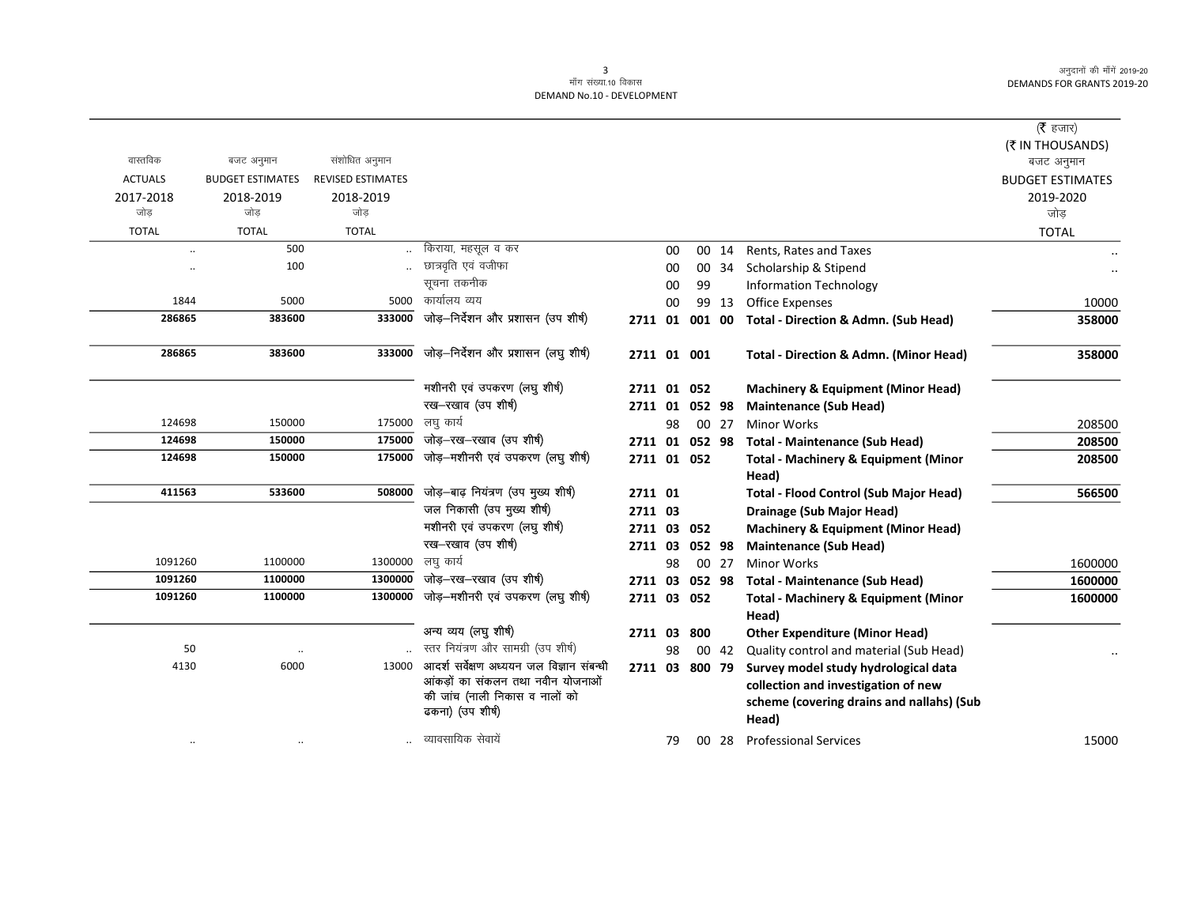मॉंग संख्या.10 विकास
DEMAND No.10 - DEVELOPMENT

| वास्तविक ACTUALS 2017-2018 जोड़ TOTAL | बजट अनुमान BUDGET ESTIMATES 2018-2019 जोड़ TOTAL | संशोधित अनुमान REVISED ESTIMATES 2018-2019 जोड़ TOTAL | | | | (₹ हजार) (₹ IN THOUSANDS) बजट अनुमान BUDGET ESTIMATES 2019-2020 जोड़ TOTAL |
|---|---|---|---|---|---|---|
| .. | 500 | .. | किराया, महसूल व कर | 00 00 14 | Rents, Rates and Taxes | .. |
| .. | 100 | .. | छात्रवृति एवं वजीफा | 00 00 34 | Scholarship & Stipend | .. |
| | | | सूचना तकनीक | 00 99 | Information Technology | |
| 1844 | 5000 | 5000 | कार्यालय व्यय | 00 99 13 | Office Expenses | 10000 |
| **286865** | **383600** | **333000** | जोड़–निर्देशन और प्रशासन (उप शीर्ष) | **2711 01 001 00** | **Total - Direction & Admn. (Sub Head)** | **358000** |
| **286865** | **383600** | **333000** | जोड़–निर्देशन और प्रशासन (लघु शीर्ष) | **2711 01 001** | **Total - Direction & Admn. (Minor Head)** | **358000** |
| | | | मशीनरी एवं उपकरण (लघु शीर्ष) | **2711 01 052** | **Machinery & Equipment (Minor Head)** | |
| | | | रख–रखाव (उप शीर्ष) | **2711 01 052 98** | **Maintenance (Sub Head)** | |
| 124698 | 150000 | 175000 | लघु कार्य | 98 00 27 | Minor Works | 208500 |
| **124698** | **150000** | **175000** | जोड़–रख–रखाव (उप शीर्ष) | **2711 01 052 98** | **Total - Maintenance (Sub Head)** | **208500** |
| **124698** | **150000** | **175000** | जोड़–मशीनरी एवं उपकरण (लघु शीर्ष) | **2711 01 052** | **Total - Machinery & Equipment (Minor Head)** | **208500** |
| **411563** | **533600** | **508000** | जोड़–बाढ़ नियंत्रण (उप मुख्य शीर्ष) | **2711 01** | **Total - Flood Control (Sub Major Head)** | **566500** |
| | | | जल निकासी (उप मुख्य शीर्ष) | **2711 03** | **Drainage (Sub Major Head)** | |
| | | | मशीनरी एवं उपकरण (लघु शीर्ष) | **2711 03 052** | **Machinery & Equipment (Minor Head)** | |
| | | | रख–रखाव (उप शीर्ष) | **2711 03 052 98** | **Maintenance (Sub Head)** | |
| 1091260 | 1100000 | 1300000 | लघु कार्य | 98 00 27 | Minor Works | 1600000 |
| **1091260** | **1100000** | **1300000** | जोड़–रख–रखाव (उप शीर्ष) | **2711 03 052 98** | **Total - Maintenance (Sub Head)** | **1600000** |
| **1091260** | **1100000** | **1300000** | जोड़–मशीनरी एवं उपकरण (लघु शीर्ष) | **2711 03 052** | **Total - Machinery & Equipment (Minor Head)** | **1600000** |
| | | | अन्य व्यय (लघु शीर्ष) | **2711 03 800** | **Other Expenditure (Minor Head)** | |
| 50 | .. | .. | स्तर नियंत्रण और सामग्री (उप शीर्ष) | 98 00 42 | Quality control and material (Sub Head) | .. |
| 4130 | 6000 | 13000 | आदर्श सर्वेक्षण अध्ययन जल विज्ञान संबन्धी आंकड़ों का संकलन तथा नवीन योजनाओं की जांच (नाली निकास व नालों को ढकना) (उप शीर्ष) | **2711 03 800 79** | **Survey model study hydrological data collection and investigation of new scheme (covering drains and nallahs) (Sub Head)** | |
| .. | .. | .. | व्यावसायिक सेवायें | 79 00 28 | Professional Services | 15000 |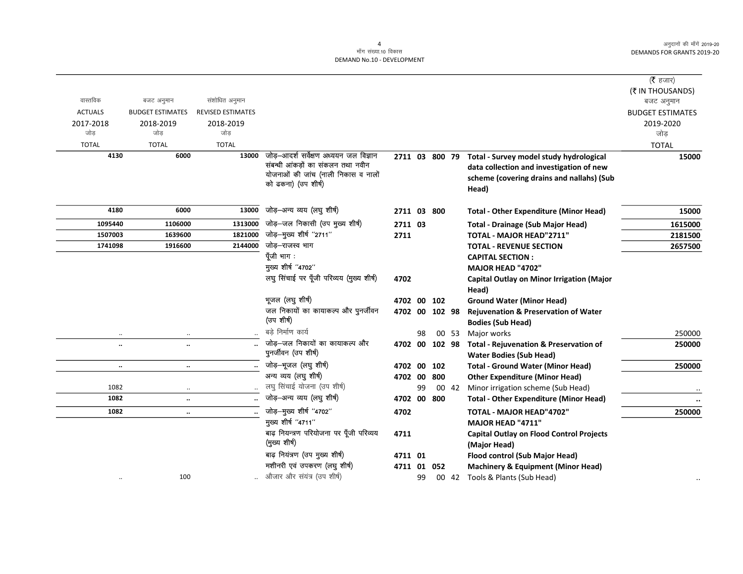मांग संख्या.10 विकास
DEMAND No.10 - DEVELOPMENT

(₹ हजार)
(₹ IN THOUSANDS)

| वास्तविक ACTUALS 2017-2018 जोड़ TOTAL | बजट अनुमान BUDGET ESTIMATES 2018-2019 जोड़ TOTAL | संशोधित अनुमान REVISED ESTIMATES 2018-2019 जोड़ TOTAL | | | | | | | बजट अनुमान BUDGET ESTIMATES 2019-2020 जोड़ TOTAL |
|---|---|---|---|---|---|---|---|---|---|
| 4130 | 6000 | 13000 | जोड़–आदर्श सर्वेक्षण अध्ययन जल विज्ञान संबन्धी आंकड़ों का संकलन तथा नवीन योजनाओं की जांच (नाली निकास व नालों को ढकना) (उप शीर्ष) | 2711 | 03 | 800 | 79 | Total - Survey model study hydrological data collection and investigation of new scheme (covering drains and nallahs) (Sub Head) | 15000 |
| 4180 | 6000 | 13000 | जोड़–अन्य व्यय (लघु शीर्ष) | 2711 | 03 | 800 | | Total - Other Expenditure (Minor Head) | 15000 |
| 1095440 | 1106000 | 1313000 | जोड़–जल निकासी (उप मुख्य शीर्ष) | 2711 | 03 | | | Total - Drainage (Sub Major Head) | 1615000 |
| 1507003 | 1639600 | 1821000 | जोड़–मुख्य शीर्ष "2711" | 2711 | | | | TOTAL - MAJOR HEAD"2711" | 2181500 |
| 1741098 | 1916600 | 2144000 | जोड़–राजस्व भाग | | | | | TOTAL - REVENUE SECTION | 2657500 |
| | | | पूँजी भाग : | | | | | CAPITAL SECTION : | |
| | | | मुख्य शीर्ष "4702" | | | | | MAJOR HEAD "4702" | |
| | | | लघु सिंचाई पर पूँजी परिव्यय (मुख्य शीर्ष) | 4702 | | | | Capital Outlay on Minor Irrigation (Major Head) | |
| | | | भूजल (लघु शीर्ष) | 4702 | 00 | 102 | | Ground Water (Minor Head) | |
| | | | जल निकायों का कायाकल्प और पुनर्जीवन (उप शीर्ष) | 4702 | 00 | 102 | 98 | Rejuvenation & Preservation of Water Bodies (Sub Head) | |
| .. | .. | .. | बड़े निर्माण कार्य | | 98 | 00 | 53 | Major works | 250000 |
| .. | .. | .. | जोड़–जल निकायों का कायाकल्प और पुनर्जीवन (उप शीर्ष) | 4702 | 00 | 102 | 98 | Total - Rejuvenation & Preservation of Water Bodies (Sub Head) | 250000 |
| .. | .. | .. | जोड़–भूजल (लघु शीर्ष) | 4702 | 00 | 102 | | Total - Ground Water (Minor Head) | 250000 |
| | | | अन्य व्यय (लघु शीर्ष) | 4702 | 00 | 800 | | Other Expenditure (Minor Head) | |
| 1082 | .. | .. | लघु सिंचाई योजना (उप शीर्ष) | | 99 | 00 | 42 | Minor irrigation scheme (Sub Head) | .. |
| 1082 | .. | .. | जोड़–अन्य व्यय (लघु शीर्ष) | 4702 | 00 | 800 | | Total - Other Expenditure (Minor Head) | .. |
| 1082 | .. | .. | जोड़–मुख्य शीर्ष "4702" | 4702 | | | | TOTAL - MAJOR HEAD"4702" | 250000 |
| | | | मुख्य शीर्ष "4711" | | | | | MAJOR HEAD "4711" | |
| | | | बाढ़ नियन्त्रण परियोजना पर पूँजी परिव्यय (मुख्य शीर्ष) | 4711 | | | | Capital Outlay on Flood Control Projects (Major Head) | |
| | | | बाढ़ नियंत्रण (उप मुख्य शीर्ष) | 4711 | 01 | | | Flood control (Sub Major Head) | |
| | | | मशीनरी एवं उपकरण (लघु शीर्ष) | 4711 | 01 | 052 | | Machinery & Equipment (Minor Head) | |
| .. | 100 | .. | औजार और संयंत्र (उप शीर्ष) | | 99 | 00 | 42 | Tools & Plants (Sub Head) | .. |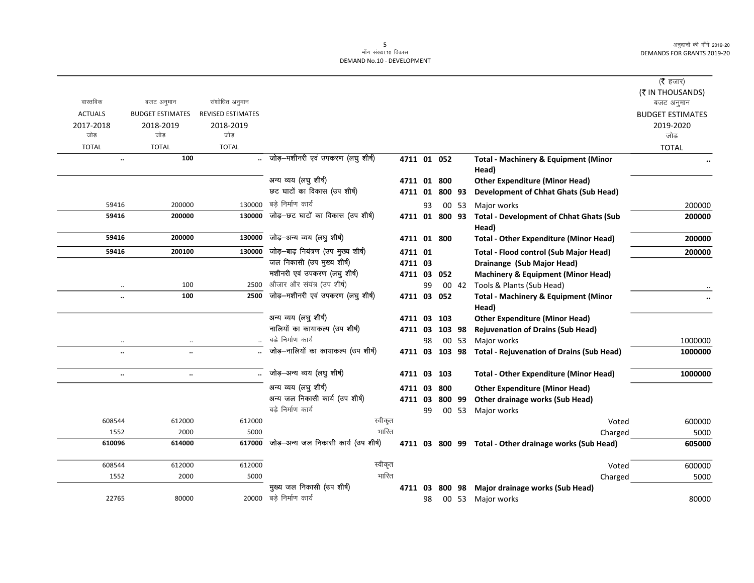माँग संख्या.10 विकास
DEMAND No.10 - DEVELOPMENT

| वास्तविक ACTUALS 2017-2018 जोड़ TOTAL | बजट अनुमान BUDGET ESTIMATES 2018-2019 जोड़ TOTAL | संशोधित अनुमान REVISED ESTIMATES 2018-2019 जोड़ TOTAL | | | | (₹ हजार) (₹ IN THOUSANDS) बजट अनुमान BUDGET ESTIMATES 2019-2020 जोड़ TOTAL |
|---|---|---|---|---|---|---|
| .. | 100 | .. | जोड़–मशीनरी एवं उपकरण (लघु शीर्ष) | 4711 01 052 | **Total - Machinery & Equipment (Minor Head)** | .. |
| | | | अन्य व्यय (लघु शीर्ष) | 4711 01 800 | **Other Expenditure (Minor Head)** | |
| | | | छट घाटों का विकास (उप शीर्ष) | 4711 01 800 93 | **Development of Chhat Ghats (Sub Head)** | |
| 59416 | 200000 | 130000 | बड़े निर्माण कार्य | 93 00 53 | Major works | 200000 |
| **59416** | **200000** | **130000** | जोड़–छट घाटों का विकास (उप शीर्ष) | 4711 01 800 93 | **Total - Development of Chhat Ghats (Sub Head)** | **200000** |
| **59416** | **200000** | **130000** | जोड़–अन्य व्यय (लघु शीर्ष) | 4711 01 800 | **Total - Other Expenditure (Minor Head)** | **200000** |
| **59416** | **200100** | **130000** | जोड़–बाढ़ नियंत्रण (उप मुख्य शीर्ष) | 4711 01 | **Total - Flood control (Sub Major Head)** | **200000** |
| | | | जल निकासी (उप मुख्य शीर्ष) | 4711 03 | **Drainange (Sub Major Head)** | |
| | | | मशीनरी एवं उपकरण (लघु शीर्ष) | 4711 03 052 | **Machinery & Equipment (Minor Head)** | |
| .. | 100 | 2500 | औजार और संयंत्र (उप शीर्ष) | 99 00 42 | Tools & Plants (Sub Head) | .. |
| .. | **100** | **2500** | जोड़–मशीनरी एवं उपकरण (लघु शीर्ष) | 4711 03 052 | **Total - Machinery & Equipment (Minor Head)** | .. |
| | | | अन्य व्यय (लघु शीर्ष) | 4711 03 103 | **Other Expenditure (Minor Head)** | |
| | | | नालियों का कायाकल्प (उप शीर्ष) | 4711 03 103 98 | **Rejuvenation of Drains (Sub Head)** | |
| .. | .. | .. | बड़े निर्माण कार्य | 98 00 53 | Major works | 1000000 |
| .. | .. | .. | जोड़–नालियों का कायाकल्प (उप शीर्ष) | 4711 03 103 98 | **Total - Rejuvenation of Drains (Sub Head)** | **1000000** |
| .. | .. | .. | जोड़–अन्य व्यय (लघु शीर्ष) | 4711 03 103 | **Total - Other Expenditure (Minor Head)** | **1000000** |
| | | | अन्य व्यय (लघु शीर्ष) | 4711 03 800 | **Other Expenditure (Minor Head)** | |
| | | | अन्य जल निकासी कार्य (उप शीर्ष) | 4711 03 800 99 | **Other drainage works (Sub Head)** | |
| | | | बड़े निर्माण कार्य | 99 00 53 | Major works | |
| 608544 | 612000 | 612000 | स्वीकृत | | Voted | 600000 |
| 1552 | 2000 | 5000 | भारित | | Charged | 5000 |
| **610096** | **614000** | **617000** | जोड़–अन्य जल निकासी कार्य (उप शीर्ष) | 4711 03 800 99 | **Total - Other drainage works (Sub Head)** | **605000** |
| 608544 | 612000 | 612000 | स्वीकृत | | Voted | 600000 |
| 1552 | 2000 | 5000 | भारित | | Charged | 5000 |
| | | | मुख्य जल निकासी (उप शीर्ष) | 4711 03 800 98 | **Major drainage works (Sub Head)** | |
| 22765 | 80000 | 20000 | बड़े निर्माण कार्य | 98 00 53 | Major works | 80000 |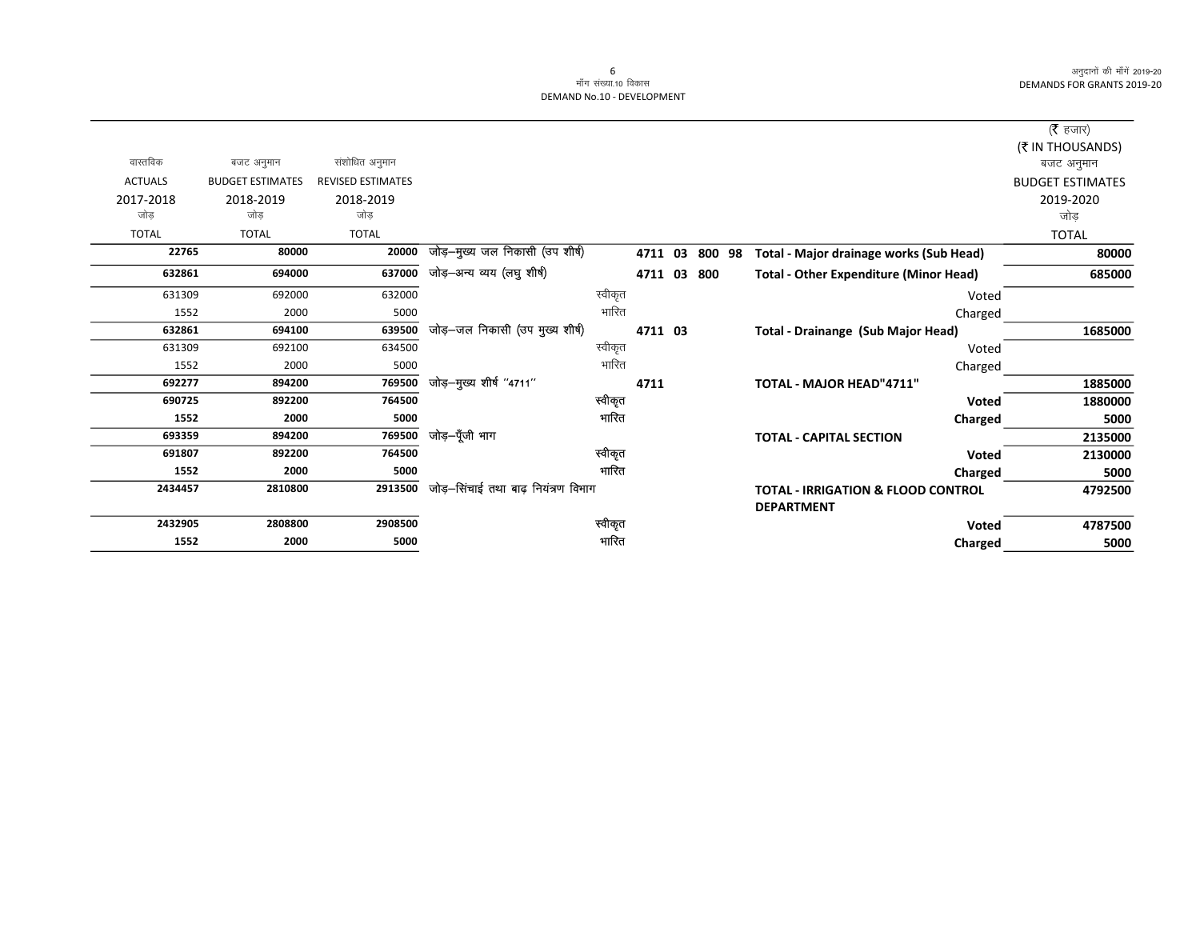| वास्तविक ACTUALS 2017-2018 जोड़ TOTAL | बजट अनुमान BUDGET ESTIMATES 2018-2019 जोड़ TOTAL | संशोधित अनुमान REVISED ESTIMATES 2018-2019 जोड़ TOTAL | | | | (₹ हजार) (₹ IN THOUSANDS) बजट अनुमान BUDGET ESTIMATES 2019-2020 जोड़ TOTAL |
|---|---|---|---|---|---|---|
| **22765** | **80000** | **20000** | जोड़–मुख्य जल निकासी (उप शीर्ष) | **4711 03 800 98** | **Total - Major drainage works (Sub Head)** | **80000** |
| **632861** | **694000** | **637000** | जोड़–अन्य व्यय (लघु शीर्ष) | **4711 03 800** | **Total - Other Expenditure (Minor Head)** | **685000** |
| 631309 | 692000 | 632000 | स्वीकृत | | Voted | |
| 1552 | 2000 | 5000 | भारित | | Charged | |
| **632861** | **694100** | **639500** | जोड़–जल निकासी (उप मुख्य शीर्ष) | **4711 03** | **Total - Drainange (Sub Major Head)** | **1685000** |
| 631309 | 692100 | 634500 | स्वीकृत | | Voted | |
| 1552 | 2000 | 5000 | भारित | | Charged | |
| **692277** | **894200** | **769500** | जोड़–मुख्य शीर्ष "4711" | **4711** | **TOTAL - MAJOR HEAD"4711"** | **1885000** |
| **690725** | **892200** | **764500** | स्वीकृत | | **Voted** | **1880000** |
| **1552** | **2000** | **5000** | भारित | | **Charged** | **5000** |
| **693359** | **894200** | **769500** | जोड़–पूँजी भाग | | **TOTAL - CAPITAL SECTION** | **2135000** |
| **691807** | **892200** | **764500** | स्वीकृत | | **Voted** | **2130000** |
| **1552** | **2000** | **5000** | भारित | | **Charged** | **5000** |
| **2434457** | **2810800** | **2913500** | जोड़–सिंचाई तथा बाढ़ नियंत्रण विभाग | | **TOTAL - IRRIGATION & FLOOD CONTROL DEPARTMENT** | **4792500** |
| **2432905** | **2808800** | **2908500** | स्वीकृत | | **Voted** | **4787500** |
| **1552** | **2000** | **5000** | भारित | | **Charged** | **5000** |